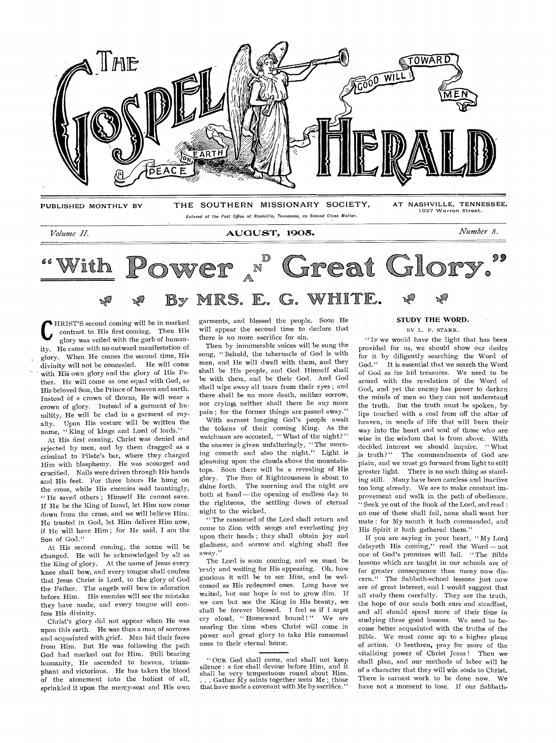# THE GOSPEL HERALD

GOOD WILL TOWARD MEN — PEACE ON EARTH

PUBLISHED MONTHLY BY THE SOUTHERN MISSIONARY SOCIETY, AT NASHVILLE, TENNESSEE. 1027 Warren Street.

*Entered at the Post Office at Nashville, Tennessee, as Second Class Matter.*

*Volume II.* AUGUST, 1905. *Number 8.*

# "With Power AND Great Glory."

## By MRS. E. G. WHITE.

CHRIST'S second coming will be in marked contrast to His first coming. Then His glory was veiled with the garb of humanity. He came with no outward manifestation of glory. When He comes the second time, His divinity will not be concealed. He will come with His own glory and the glory of His Father. He will come as one equal with God, as His beloved Son, the Prince of heaven and earth. Instead of a crown of thorns, He will wear a crown of glory. Instead of a garment of humility, He will be clad in a garment of royalty. Upon His vesture will be written the name, "King of kings and Lord of lords."

At His first coming, Christ was denied and rejected by men, and by them dragged as a criminal to Pilate's bar, where they charged Him with blasphemy. He was scourged and crucified. Nails were driven through His hands and His feet. For three hours He hung on the cross, while His enemies said tauntingly, "He saved others; Himself He cannot save. If He be the King of Israel, let Him now come down from the cross, and we will believe Him. He trusted in God, let Him deliver Him now, if He will have Him; for He said, I am the Son of God."

At His second coming, the scene will be changed. He will be acknowledged by all as the King of glory. At the name of Jesus every knee shall bow, and every tongue shall confess that Jesus Christ is Lord, to the glory of God the Father. The angels will bow in adoration before Him. His enemies will see the mistake they have made, and every tongue will confess His divinity.

Christ's glory did not appear when He was upon this earth. He was then a man of sorrows and acquainted with grief. Men hid their faces from Him. But He was following the path God had marked out for Him. Still bearing humanity, He ascended to heaven, triumphant and victorious. He has taken the blood of the atonement into the holiest of all, sprinkled it upon the mercy-seat and His own garments, and blessed the people. Soon He will appear the second time to declare that there is no more sacrifice for sin.

Then by innumerable voices will be sung the song, "Behold, the tabernacle of God is with men, and He will dwell with them, and they shall be His people, and God Himself shall be with them, and be their God. And God shall wipe away all tears from their eyes; and there shall be no more death, neither sorrow, nor crying, neither shall there be any more pain; for the former things are passed away."

With earnest longing God's people await the tokens of their coming King. As the watchman are accosted, "What of the night?" the answer is given unfalteringly, "The morning cometh and also the night." Light is gleaming upon the clouds above the mountain-tops. Soon there will be a revealing of His glory. The Sun of Righteousness is about to shine forth. The morning and the night are both at hand—the opening of endless day to the righteous, the settling down of eternal night to the wicked.

"The ransomed of the Lord shall return and come to Zion with songs and everlasting joy upon their heads; they shall obtain joy and gladness, and sorrow and sighing shall flee away."

The Lord is soon coming, and we must be ready and waiting for His appearing. Oh, how glorious it will be to see Him, and be welcomed as His redeemed ones. Long have we waited, but our hope is not to grow dim. If we can but see the King in His beauty, we shall be forever blessed. I feel as if I must cry aloud, "Homeward bound!" We are nearing the time when Christ will come in power and great glory to take His ransomed ones to their eternal home.

---

"OUR God shall come, and shall not keep silence: a fire shall devour before Him, and it shall be very tempestuous round about Him. . . . Gather My saints together unto Me; those that have made a covenant with Me by sacrifice."

## STUDY THE WORD.

BY L. F. STARR.

"IF we would have the light that has been provided for us, we should show our desire for it by diligently searching the Word of God." It is essential that we search the Word of God as for hid treasures. We need to be armed with the revelation of the Word of God, and yet the enemy has power to darken the minds of men so they can not understand the truth. But the truth must be spoken, by lips touched with a coal from off the altar of heaven, in words of life that will burn their way into the heart and soul of those who are wise in the wisdom that is from above. With decided interest we should inquire, "What is truth?" The commandments of God are plain, and we must go forward from light to still greater light. There is no such thing as standing still. Many have been careless and inactive too long already. We are to make constant improvement and walk in the path of obedience. "Seek ye out of the Book of the Lord, and read: no one of these shall fail, none shall want her mate: for My mouth it hath commanded, and His Spirit it hath gathered them."

If you are saying in your heart, "My Lord delayeth His coming," read the Word—not one of God's promises will fail. "The Bible lessons which are taught in our schools are of far greater consequence than many now discern." The Sabbath-school lessons just now are of great interest, and I would suggest that all study them carefully. They are the truth, the hope of our souls both sure and steadfast, and all should spend more of their time in studying these good lessons. We need to become better acquainted with the truths of the Bible. We must come up to a higher plane of action. O brethren, pray for more of the vitalizing power of Christ Jesus! Then we shall plan, and our methods of labor will be of a character that they will win souls to Christ. There is earnest work to be done now. We have not a moment to lose. If our Sabbath-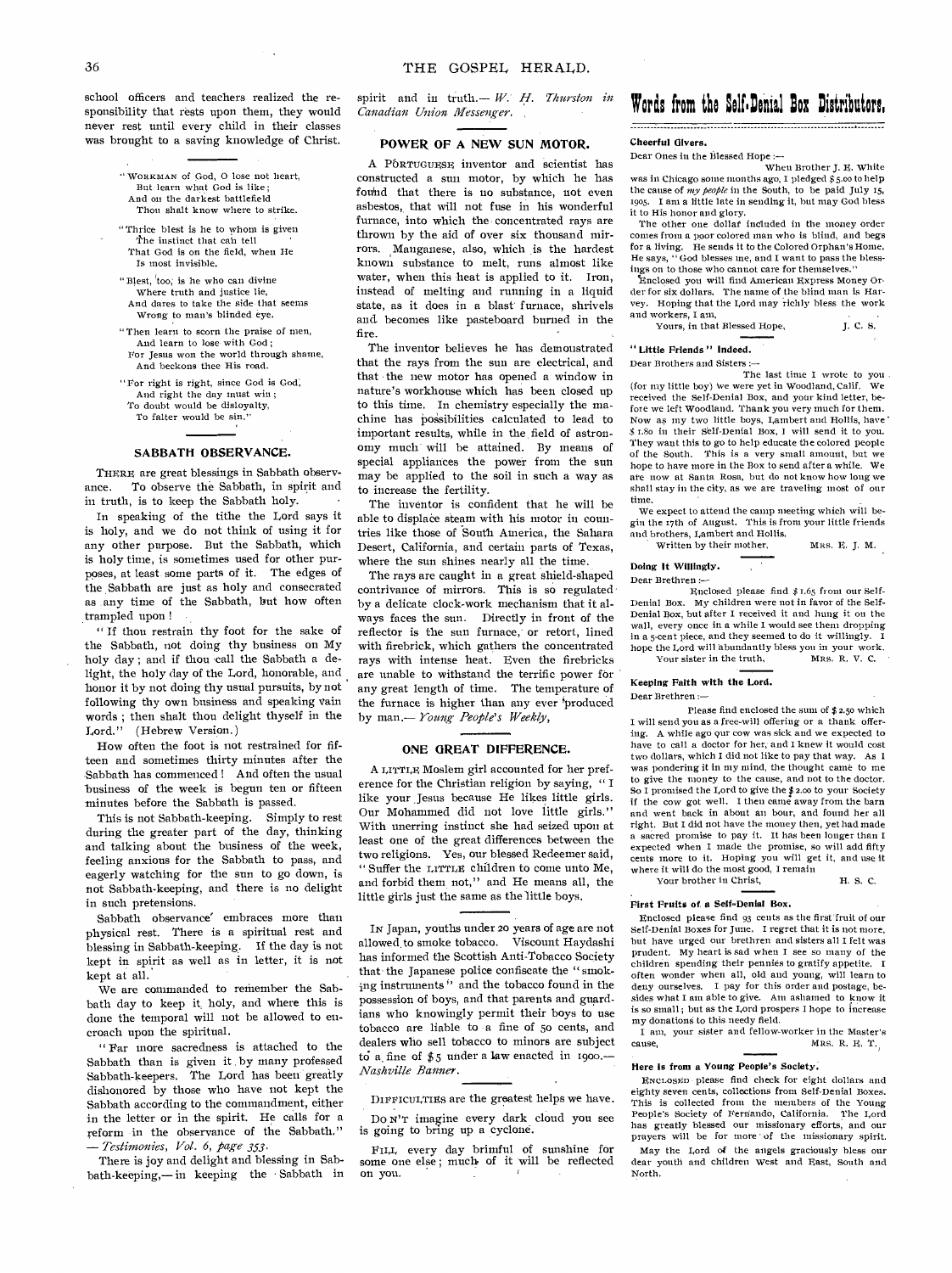school officers and teachers realized the responsibility that rests upon them, they would never rest until every child in their classes was brought to a saving knowledge of Christ.

"WORKMAN of God, O lose not heart,
But learn what God is like;
And on the darkest battlefield
Thou shalt know where to strike.

"Thrice blest is he to whom is given
The instinct that can tell
That God is on the field, when He
Is most invisible.

"Blest, too, is he who can divine
Where truth and justice lie,
And dares to take the side that seems
Wrong to man's blinded eye.

"Then learn to scorn the praise of men,
And learn to lose with God;
For Jesus won the world through shame,
And beckons thee His road.

"For right is right, since God is God,
And right the day must win;
To doubt would be disloyalty,
To falter would be sin."

## SABBATH OBSERVANCE.

THERE are great blessings in Sabbath observance. To observe the Sabbath, in spirit and in truth, is to keep the Sabbath holy.

In speaking of the tithe the Lord says it is holy, and we do not think of using it for any other purpose. But the Sabbath, which is holy time, is sometimes used for other purposes, at least some parts of it. The edges of the Sabbath are just as holy and consecrated as any time of the Sabbath, but how often trampled upon!

"If thou restrain thy foot for the sake of the Sabbath, not doing thy business on My holy day; and if thou call the Sabbath a delight, the holy day of the Lord, honorable, and honor it by not doing thy usual pursuits, by not following thy own business and speaking vain words; then shalt thou delight thyself in the Lord." (Hebrew Version.)

How often the foot is not restrained for fifteen and sometimes thirty minutes after the Sabbath has commenced! And often the usual business of the week is begun ten or fifteen minutes before the Sabbath is passed.

This is not Sabbath-keeping. Simply to rest during the greater part of the day, thinking and talking about the business of the week, feeling anxious for the Sabbath to pass, and eagerly watching for the sun to go down, is not Sabbath-keeping, and there is no delight in such pretensions.

Sabbath observance embraces more than physical rest. There is a spiritual rest and blessing in Sabbath-keeping. If the day is not kept in spirit as well as in letter, it is not kept at all.

We are commanded to remember the Sabbath day to keep it holy, and where this is done the temporal will not be allowed to encroach upon the spiritual.

"Far more sacredness is attached to the Sabbath than is given it by many professed Sabbath-keepers. The Lord has been greatly dishonored by those who have not kept the Sabbath according to the commandment, either in the letter or in the spirit. He calls for a reform in the observance of the Sabbath." — *Testimonies, Vol. 6, page 353.*

There is joy and delight and blessing in Sabbath-keeping,— in keeping the Sabbath in spirit and in truth.— *W. H. Thurston in Canadian Union Messenger.*

## POWER OF A NEW SUN MOTOR.

A PORTUGUESE inventor and scientist has constructed a sun motor, by which he has found that there is no substance, not even asbestos, that will not fuse in his wonderful furnace, into which the concentrated rays are thrown by the aid of over six thousand mirrors. Manganese, also, which is the hardest known substance to melt, runs almost like water, when this heat is applied to it. Iron, instead of melting and running in a liquid state, as it does in a blast furnace, shrivels and becomes like pasteboard burned in the fire.

The inventor believes he has demonstrated that the rays from the sun are electrical, and that the new motor has opened a window in nature's workhouse which has been closed up to this time. In chemistry especially the machine has possibilities calculated to lead to important results, while in the field of astronomy much will be attained. By means of special appliances the power from the sun may be applied to the soil in such a way as to increase the fertility.

The inventor is confident that he will be able to displace steam with his motor in countries like those of South America, the Sahara Desert, California, and certain parts of Texas, where the sun shines nearly all the time.

The rays are caught in a great shield-shaped contrivance of mirrors. This is so regulated by a delicate clock-work mechanism that it always faces the sun. Directly in front of the reflector is the sun furnace, or retort, lined with firebrick, which gathers the concentrated rays with intense heat. Even the firebricks are unable to withstand the terrific power for any great length of time. The temperature of the furnace is higher than any ever produced by man.— *Young People's Weekly,*

## ONE GREAT DIFFERENCE.

A LITTLE Moslem girl accounted for her preference for the Christian religion by saying, "I like your Jesus because He likes little girls. Our Mohammed did not love little girls." With unerring instinct she had seized upon at least one of the great differences between the two religions. Yes, our blessed Redeemer said, "Suffer the LITTLE children to come unto Me, and forbid them not," and He means all, the little girls just the same as the little boys.

IN Japan, youths under 20 years of age are not allowed to smoke tobacco. Viscount Haydashi has informed the Scottish Anti-Tobacco Society that the Japanese police confiscate the "smoking instruments" and the tobacco found in the possession of boys, and that parents and guardians who knowingly permit their boys to use tobacco are liable to a fine of 50 cents, and dealers who sell tobacco to minors are subject to a fine of $5 under a law enacted in 1900.— *Nashville Banner.*

DIFFICULTIES are the greatest helps we have.

DON'T imagine every dark cloud you see is going to bring up a cyclone.

FILL every day brimful of sunshine for some one else; much of it will be reflected on you.

# Words from the Self-Denial Box Distributors.

### Cheerful Givers.

Dear Ones in the Blessed Hope :—

When Brother J. E. White was in Chicago some months ago, I pledged $5.00 to help the cause of *my people* in the South, to be paid July 15, 1905. I am a little late in sending it, but may God bless it to His honor and glory.

The other one dollar included in the money order comes from a poor colored man who is blind, and begs for a living. He sends it to the Colored Orphan's Home. He says, "God blesses me, and I want to pass the blessings on to those who cannot care for themselves."

Enclosed you will find American Express Money Order for six dollars. The name of the blind man is Harvey. Hoping that the Lord may richly bless the work and workers, I am,

Yours, in that Blessed Hope, J. C. S.

### "Little Friends" Indeed.

Dear Brothers and Sisters :—

The last time I wrote to you (for my little boy) we were yet in Woodland, Calif. We received the Self-Denial Box, and your kind letter, before we left Woodland. Thank you very much for them. Now as my two little boys, Lambert and Hollis, have $1.80 in their Self-Denial Box, I will send it to you. They want this to go to help educate the colored people of the South. This is a very small amount, but we hope to have more in the Box to send after a while. We are now at Santa Rosa, but do not know how long we shall stay in the city, as we are traveling most of our time.

We expect to attend the camp meeting which will begin the 17th of August. This is from your little friends and brothers, Lambert and Hollis.

Written by their mother, MRS. E. J. M.

### Doing It Willingly.

Dear Brethren :—

Enclosed please find $1.65 from our Self-Denial Box. My children were not in favor of the Self-Denial Box, but after I received it and hung it on the wall, every once in a while I would see them dropping in a 5-cent piece, and they seemed to do it willingly. I hope the Lord will abundantly bless you in your work.

Your sister in the truth, MRS. R. V. C.

### Keeping Faith with the Lord.

Dear Brethren :—

Please find enclosed the sum of $2.50 which I will send you as a free-will offering or a thank offering. A while ago our cow was sick and we expected to have to call a doctor for her, and I knew it would cost two dollars, which I did not like to pay that way. As I was pondering it in my mind, the thought came to me to give the money to the cause, and not to the doctor. So I promised the Lord to give the $2.00 to your Society if the cow got well. I then came away from the barn and went back in about an hour, and found her all right. But I did not have the money then, yet had made a sacred promise to pay it. It has been longer than I expected when I made the promise, so will add fifty cents more to it. Hoping you will get it, and use it where it will do the most good, I remain

Your brother in Christ, H. S. C.

### First Fruits of a Self-Denial Box.

Enclosed please find 93 cents as the first fruit of our Self-Denial Boxes for June. I regret that it is not more, but have urged our brethren and sisters all I felt was prudent. My heart is sad when I see so many of the children spending their pennies to gratify appetite. I often wonder when all, old and young, will learn to deny ourselves. I pay for this order and postage, besides what I am able to give. Am ashamed to know it is so small; but as the Lord prospers I hope to increase my donations to this needy field.

I am, your sister and fellow-worker in the Master's cause, MRS. R. E. T.

### Here is from a Young People's Society.

ENCLOSED please find check for eight dollars and eighty seven cents, collections from Self-Denial Boxes. This is collected from the members of the Young People's Society of Fernando, California. The Lord has greatly blessed our missionary efforts, and our prayers will be for more of the missionary spirit.

May the Lord of the angels graciously bless our dear youth and children West and East, South and North.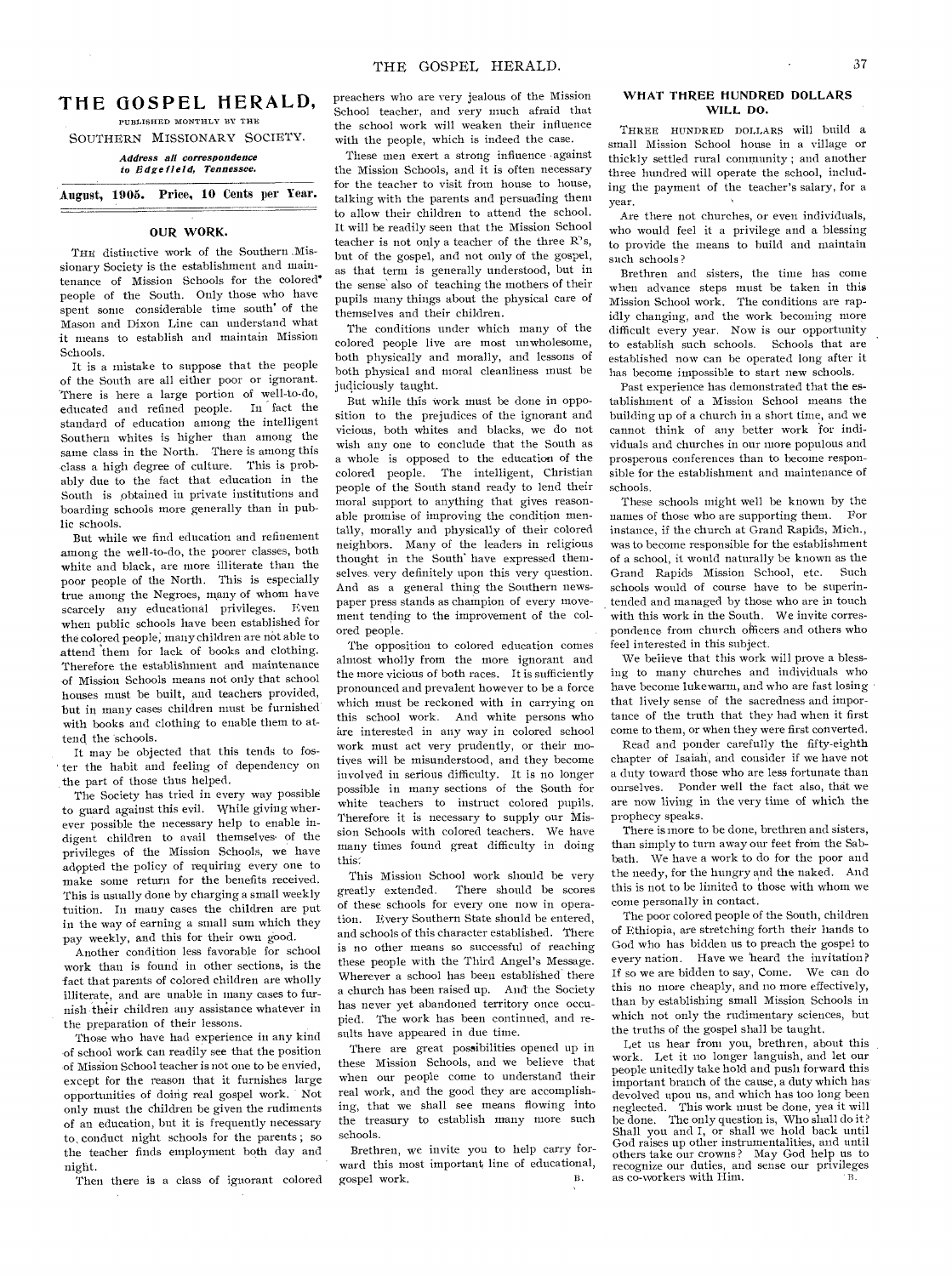# THE GOSPEL HERALD,

PUBLISHED MONTHLY BY THE

SOUTHERN MISSIONARY SOCIETY.

*Address all correspondence to Edgefield, Tennessee.*

**August, 1905. Price, 10 Cents per Year.**

## OUR WORK.

THE distinctive work of the Southern Missionary Society is the establishment and maintenance of Mission Schools for the colored people of the South. Only those who have spent some considerable time south of the Mason and Dixon Line can understand what it means to establish and maintain Mission Schools.

It is a mistake to suppose that the people of the South are all either poor or ignorant. There is here a large portion of well-to-do, educated and refined people. In fact the standard of education among the intelligent Southern whites is higher than among the same class in the North. There is among this class a high degree of culture. This is probably due to the fact that education in the South is obtained in private institutions and boarding schools more generally than in public schools.

But while we find education and refinement among the well-to-do, the poorer classes, both white and black, are more illiterate than the poor people of the North. This is especially true among the Negroes, many of whom have scarcely any educational privileges. Even when public schools have been established for the colored people, many children are not able to attend them for lack of books and clothing. Therefore the establishment and maintenance of Mission Schools means not only that school houses must be built, and teachers provided, but in many cases children must be furnished with books and clothing to enable them to attend the schools.

It may be objected that this tends to foster the habit and feeling of dependency on the part of those thus helped.

The Society has tried in every way possible to guard against this evil. While giving wherever possible the necessary help to enable indigent children to avail themselves of the privileges of the Mission Schools, we have adopted the policy of requiring every one to make some return for the benefits received. This is usually done by charging a small weekly tuition. In many cases the children are put in the way of earning a small sum which they pay weekly, and this for their own good.

Another condition less favorable for school work than is found in other sections, is the fact that parents of colored children are wholly illiterate, and are unable in many cases to furnish their children any assistance whatever in the preparation of their lessons.

Those who have had experience in any kind of school work can readily see that the position of Mission School teacher is not one to be envied, except for the reason that it furnishes large opportunities of doing real gospel work. Not only must the children be given the rudiments of an education, but it is frequently necessary to conduct night schools for the parents; so the teacher finds employment both day and night.

Then there is a class of ignorant colored preachers who are very jealous of the Mission School teacher, and very much afraid that the school work will weaken their influence with the people, which is indeed the case.

These men exert a strong influence against the Mission Schools, and it is often necessary for the teacher to visit from house to house, talking with the parents and persuading them to allow their children to attend the school. It will be readily seen that the Mission School teacher is not only a teacher of the three R's, but of the gospel, and not only of the gospel, as that term is generally understood, but in the sense also of teaching the mothers of their pupils many things about the physical care of themselves and their children.

The conditions under which many of the colored people live are most unwholesome, both physically and morally, and lessons of both physical and moral cleanliness must be judiciously taught.

But while this work must be done in opposition to the prejudices of the ignorant and vicious, both whites and blacks, we do not wish any one to conclude that the South as a whole is opposed to the education of the colored people. The intelligent, Christian people of the South stand ready to lend their moral support to anything that gives reasonable promise of improving the condition mentally, morally and physically of their colored neighbors. Many of the leaders in religious thought in the South have expressed themselves very definitely upon this very question. And as a general thing the Southern newspaper press stands as champion of every movement tending to the improvement of the colored people.

The opposition to colored education comes almost wholly from the more ignorant and the more vicious of both races. It is sufficiently pronounced and prevalent however to be a force which must be reckoned with in carrying on this school work. And white persons who are interested in any way in colored school work must act very prudently, or their motives will be misunderstood, and they become involved in serious difficulty. It is no longer possible in many sections of the South for white teachers to instruct colored pupils. Therefore it is necessary to supply our Mission Schools with colored teachers. We have many times found great difficulty in doing this.

This Mission School work should be very greatly extended. There should be scores of these schools for every one now in operation. Every Southern State should be entered, and schools of this character established. There is no other means so successful of reaching these people with the Third Angel's Message. Wherever a school has been established there a church has been raised up. And the Society has never yet abandoned territory once occupied. The work has been continued, and results have appeared in due time.

There are great possibilities opened up in these Mission Schools, and we believe that when our people come to understand their real work, and the good they are accomplishing, that we shall see means flowing into the treasury to establish many more such schools.

Brethren, we invite you to help carry forward this most important line of educational, gospel work.

B.

## WHAT THREE HUNDRED DOLLARS WILL DO.

THREE HUNDRED DOLLARS will build a small Mission School house in a village or thickly settled rural community; and another three hundred will operate the school, including the payment of the teacher's salary, for a year.

Are there not churches, or even individuals, who would feel it a privilege and a blessing to provide the means to build and maintain such schools?

Brethren and sisters, the time has come when advance steps must be taken in this Mission School work. The conditions are rapidly changing, and the work becoming more difficult every year. Now is our opportunity to establish such schools. Schools that are established now can be operated long after it has become impossible to start new schools.

Past experience has demonstrated that the establishment of a Mission School means the building up of a church in a short time, and we cannot think of any better work for individuals and churches in our more populous and prosperous conferences than to become responsible for the establishment and maintenance of schools.

These schools might well be known by the names of those who are supporting them. For instance, if the church at Grand Rapids, Mich., was to become responsible for the establishment of a school, it would naturally be known as the Grand Rapids Mission School, etc. Such schools would of course have to be superintended and managed by those who are in touch with this work in the South. We invite correspondence from church officers and others who feel interested in this subject.

We believe that this work will prove a blessing to many churches and individuals who have become lukewarm, and who are fast losing that lively sense of the sacredness and importance of the truth that they had when it first come to them, or when they were first converted.

Read and ponder carefully the fifty-eighth chapter of Isaiah, and consider if we have not a duty toward those who are less fortunate than ourselves. Ponder well the fact also, that we are now living in the very time of which the prophecy speaks.

There is more to be done, brethren and sisters, than simply to turn away our feet from the Sabbath. We have a work to do for the poor and the needy, for the hungry and the naked. And this is not to be limited to those with whom we come personally in contact.

The poor colored people of the South, children of Ethiopia, are stretching forth their hands to God who has bidden us to preach the gospel to every nation. Have we heard the invitation? If so we are bidden to say, Come. We can do this no more cheaply, and no more effectively, than by establishing small Mission Schools in which not only the rudimentary sciences, but the truths of the gospel shall be taught.

Let us hear from you, brethren, about this work. Let it no longer languish, and let our people unitedly take hold and push forward this important branch of the cause, a duty which has devolved upon us, and which has too long been neglected. This work must be done, yea it will be done. The only question is, Who shall do it? Shall you and I, or shall we hold back until God raises up other instrumentalities, and until others take our crowns? May God help us to recognize our duties, and sense our privileges as co-workers with Him.

B.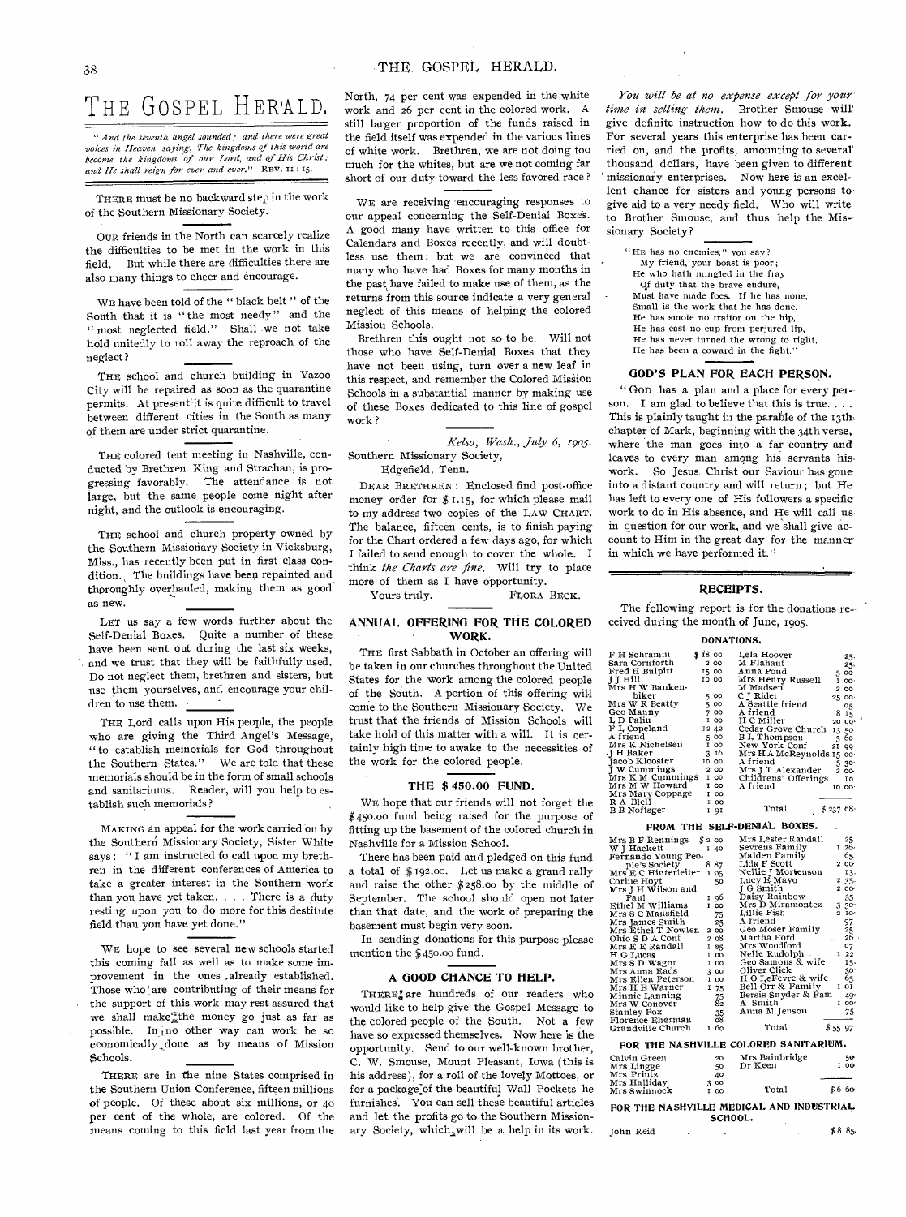# THE GOSPEL HERALD.

*"And the seventh angel sounded; and there were great voices in Heaven, saying, The kingdoms of this world are become the kingdoms of our Lord, and of His Christ; and He shall reign for ever and ever."* REV. 11:15.

THERE must be no backward step in the work of the Southern Missionary Society.

OUR friends in the North can scarcely realize the difficulties to be met in the work in this field. But while there are difficulties there are also many things to cheer and encourage.

WE have been told of the "black belt" of the South that it is "the most needy" and the "most neglected field." Shall we not take hold unitedly to roll away the reproach of the neglect?

THE school and church building in Yazoo City will be repaired as soon as the quarantine permits. At present it is quite difficult to travel between different cities in the South as many of them are under strict quarantine.

THE colored tent meeting in Nashville, conducted by Brethren King and Strachan, is progressing favorably. The attendance is not large, but the same people come night after night, and the outlook is encouraging.

THE school and church property owned by the Southern Missionary Society in Vicksburg, Miss., has recently been put in first class condition. The buildings have been repainted and thoroughly overhauled, making them as good as new.

LET us say a few words further about the Self-Denial Boxes. Quite a number of these have been sent out during the last six weeks, and we trust that they will be faithfully used. Do not neglect them, brethren and sisters, but use them yourselves, and encourage your children to use them.

THE Lord calls upon His people, the people who are giving the Third Angel's Message, "to establish memorials for God throughout the Southern States." We are told that these memorials should be in the form of small schools and sanitariums. Reader, will you help to establish such memorials?

MAKING an appeal for the work carried on by the Southern Missionary Society, Sister White says: "I am instructed to call upon my brethren in the different conferences of America to take a greater interest in the Southern work than you have yet taken. . . . There is a duty resting upon you to do more for this destitute field than you have yet done."

WE hope to see several new schools started this coming fall as well as to make some improvement in the ones already established. Those who are contributing of their means for the support of this work may rest assured that we shall make the money go just as far as possible. In no other way can work be so economically done as by means of Mission Schools.

THERE are in the nine States comprised in the Southern Union Conference, fifteen millions of people. Of these about six millions, or 40 per cent of the whole, are colored. Of the means coming to this field last year from the North, 74 per cent was expended in the white work and 26 per cent in the colored work. A still larger proportion of the funds raised in the field itself was expended in the various lines of white work. Brethren, we are not doing too much for the whites, but are we not coming far short of our duty toward the less favored race?

WE are receiving encouraging responses to our appeal concerning the Self-Denial Boxes. A good many have written to this office for Calendars and Boxes recently, and will doubtless use them; but we are convinced that many who have had Boxes for many months in the past have failed to make use of them, as the returns from this source indicate a very general neglect of this means of helping the colored Mission Schools.

Brethren this ought not so to be. Will not those who have Self-Denial Boxes that they have not been using, turn over a new leaf in this respect, and remember the Colored Mission Schools in a substantial manner by making use of these Boxes dedicated to this line of gospel work?

*Kelso, Wash., July 6, 1905.*

Southern Missionary Society,
Edgefield, Tenn.

DEAR BRETHREN: Enclosed find post-office money order for $1.15, for which please mail to my address two copies of the LAW CHART. The balance, fifteen cents, is to finish paying for the Chart ordered a few days ago, for which I failed to send enough to cover the whole. I think *the Charts are fine.* Will try to place more of them as I have opportunity.

Yours truly. FLORA BECK.

## ANNUAL OFFERING FOR THE COLORED WORK.

THE first Sabbath in October an offering will be taken in our churches throughout the United States for the work among the colored people of the South. A portion of this offering will come to the Southern Missionary Society. We trust that the friends of Mission Schools will take hold of this matter with a will. It is certainly high time to awake to the necessities of the work for the colored people.

## THE $450.00 FUND.

WE hope that our friends will not forget the $450.00 fund being raised for the purpose of fitting up the basement of the colored church in Nashville for a Mission School.

There has been paid and pledged on this fund a total of $192.00. Let us make a grand rally and raise the other $258.00 by the middle of September. The school should open not later than that date, and the work of preparing the basement must begin very soon.

In sending donations for this purpose please mention the $450.00 fund.

## A GOOD CHANCE TO HELP.

THERE are hundreds of our readers who would like to help give the Gospel Message to the colored people of the South. Not a few have so expressed themselves. Now here is the opportunity. Send to our well-known brother, C. W. Smouse, Mount Pleasant, Iowa (this is his address), for a roll of the lovely Mottoes, or for a package of the beautiful Wall Pockets he furnishes. You can sell these beautiful articles and let the profits go to the Southern Missionary Society, which will be a help in its work. *You will be at no expense except for your time in selling them.* Brother Smouse will give definite instruction how to do this work. For several years this enterprise has been carried on, and the profits, amounting to several thousand dollars, have been given to different missionary enterprises. Now here is an excellent chance for sisters and young persons to give aid to a very needy field. Who will write to Brother Smouse, and thus help the Missionary Society?

"HE has no enemies," you say?
My friend, your boast is poor;
He who hath mingled in the fray
Of duty that the brave endure,
Must have made foes. If he has none,
Small is the work that he has done.
He has smote no traitor on the hip,
He has cast no cup from perjured lip,
He has never turned the wrong to right,
He has been a coward in the fight."

## GOD'S PLAN FOR EACH PERSON.

"GOD has a plan and a place for every person. I am glad to believe that this is true. . . . This is plainly taught in the parable of the 13th chapter of Mark, beginning with the 34th verse, where the man goes into a far country and leaves to every man among his servants his work. So Jesus Christ our Saviour has gone into a distant country and will return; but He has left to every one of His followers a specific work to do in His absence, and He will call us in question for our work, and we shall give account to Him in the great day for the manner in which we have performed it."

## RECEIPTS.

The following report is for the donations received during the month of June, 1905.

### DONATIONS.

| | | | |
|---|---|---|---|
| F H Schramm | $18 00 | Lela Hoover | 25 |
| Sara Cornforth | 2 00 | M Flahaut | 25 |
| Fred H Bulpitt | 15 00 | Anna Pond | 5 00 |
| J J Hill | 10 00 | Mrs Henry Russell | 1 00 |
| Mrs H W Bankenbiker | 5 00 | M Madsen | 2 00 |
| Mrs W R Beatty | 5 00 | C J Rider | 25 00 |
| Geo Manny | 7 00 | A Seattle friend | 05 |
| L D Palin | 1 00 | A friend | 8 15 |
| F L Copeland | 12 42 | H C Miller | 20 00 |
| A friend | 5 00 | Cedar Grove Church | 13 50 |
| Mrs K Nichelsen | 1 00 | B L Thompson | 5 60 |
| J H Baker | 3 16 | New York Conf | 21 99 |
| Jacob Klooster | 10 00 | Mrs H A McReynolds | 15 00 |
| J W Cummings | 2 00 | A friend | 5 30 |
| Mrs K M Cummings | 1 00 | Mrs J T Alexander | 2 00 |
| Mrs M W Howard | 1 00 | Childrens' Offerings | 10 |
| Mrs Mary Coppage | 1 00 | A friend | 10 00 |
| R A Blell | 1 00 | | |
| B B Noftsger | 1 91 | Total | $237 68 |

### FROM THE SELF-DENIAL BOXES.

| | | | |
|---|---|---|---|
| Mrs B F Rennings | $2 00 | Mrs Lester Randall | 25 |
| W J Hackett | 1 40 | Sevrens Family | 1 26 |
| Fernando Young People's Society | 8 87 | Malden Family | 65 |
| Mrs E C Hinterleiter | 1 05 | Lida F Scott | 2 00 |
| Corine Hoyt | 50 | Nellie J Mortenson | 13 |
| Mrs J H Wilson and Paul | 1 96 | Lucy E Mayo | 2 35 |
| Ethel M Williams | 1 00 | J G Smith | 2 00 |
| Mrs S C Mansfield | 75 | Daisy Rainbow | 35 |
| Mrs James Smith | 25 | Mrs D Miramontez | 3 50 |
| Mrs Ethel T Nowlen | 2 00 | Lillie Fish | 2 10 |
| Ohio S D A Conf | 2 08 | A friend | 97 |
| Mrs E E Randall | 1 85 | Geo Moser Family | 25 |
| H G Lucas | 1 00 | Martha Ford | 26 |
| Mrs S D Wagor | 1 00 | Mrs Woodford | 07 |
| Mrs Anna Eads | 3 00 | Nelle Rudolph | 1 22 |
| Mrs Ellen Peterson | 1 00 | Geo Samons & wife | 15 |
| Mrs H E Warner | 1 75 | Oliver Click | 30 |
| Minnie Lanning | 75 | H O LeFevre & wife | 65 |
| Mrs W Conover | 82 | Bell Orr & Family | 1 01 |
| Stanley Fox | 35 | Bersis Snyder & Fam | 49 |
| Florence Eherman | 08 | A Smith | 1 00 |
| Grandville Church | 1 60 | Anna M Jenson | 75 |
| | | Total | $55 97 |

### FOR THE NASHVILLE COLORED SANITARIUM.

| | | | |
|---|---|---|---|
| Calvin Green | 20 | Mrs Bainbridge | 50 |
| Mrs Lingge | 50 | Dr Keen | 1 00 |
| Mrs Printz | 40 | | |
| Mrs Halliday | 3 00 | | |
| Mrs Swinnock | 1 00 | Total | $6 60 |

### FOR THE NASHVILLE MEDICAL AND INDUSTRIAL SCHOOL.

John Reid . . . . $8 85